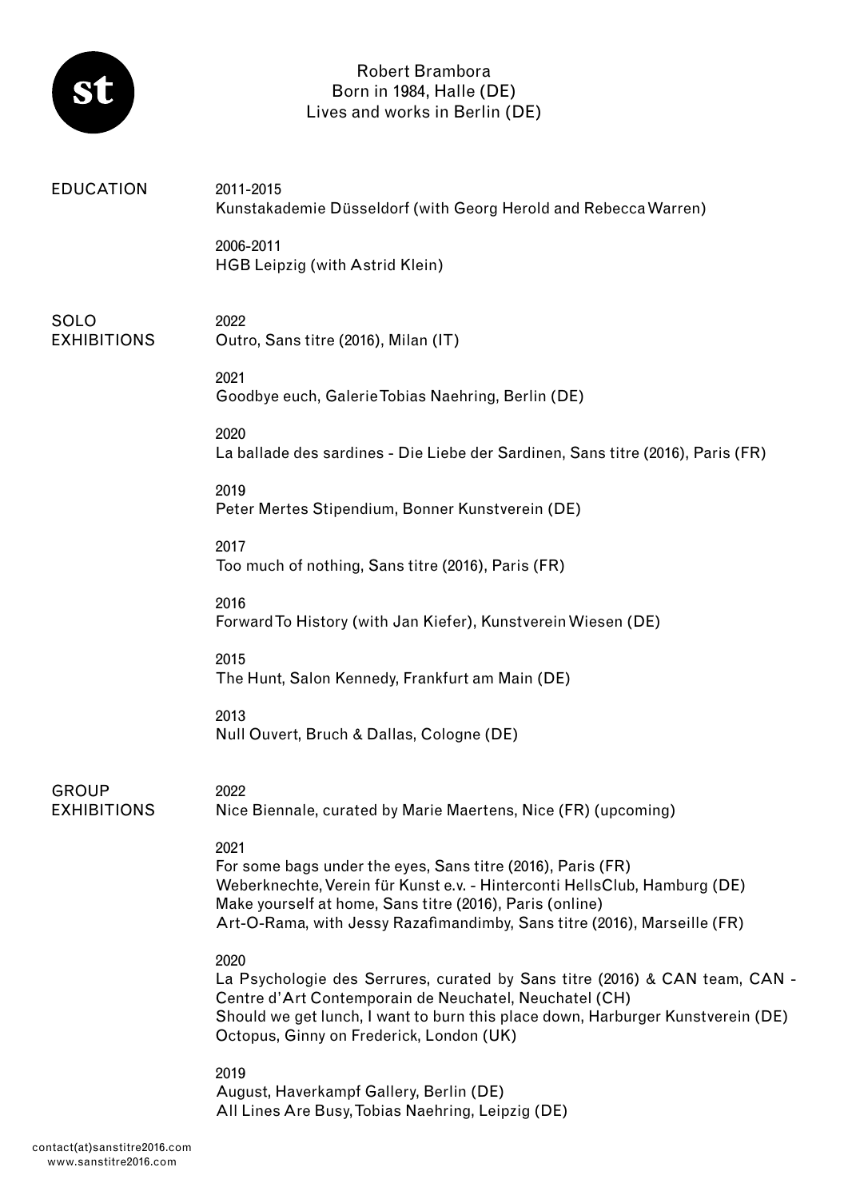# Robert Brambora

Born in 1984, Halle (DE)
Lives and works in Berlin (DE)

## EDUCATION

2011-2015
Kunstakademie Düsseldorf (with Georg Herold and Rebecca Warren)

2006-2011
HGB Leipzig (with Astrid Klein)

## SOLO EXHIBITIONS

2022
Outro, Sans titre (2016), Milan (IT)

2021
Goodbye euch, Galerie Tobias Naehring, Berlin (DE)

2020
La ballade des sardines - Die Liebe der Sardinen, Sans titre (2016), Paris (FR)

2019
Peter Mertes Stipendium, Bonner Kunstverein (DE)

2017
Too much of nothing, Sans titre (2016), Paris (FR)

2016
Forward To History (with Jan Kiefer), Kunstverein Wiesen (DE)

2015
The Hunt, Salon Kennedy, Frankfurt am Main (DE)

2013
Null Ouvert, Bruch & Dallas, Cologne (DE)

## GROUP EXHIBITIONS

2022
Nice Biennale, curated by Marie Maertens, Nice (FR) (upcoming)

2021
For some bags under the eyes, Sans titre (2016), Paris (FR)
Weberknechte, Verein für Kunst e.v. - Hinterconti HellsClub, Hamburg (DE)
Make yourself at home, Sans titre (2016), Paris (online)
Art-O-Rama, with Jessy Razafimandimby, Sans titre (2016), Marseille (FR)

2020
La Psychologie des Serrures, curated by Sans titre (2016) & CAN team, CAN - Centre d'Art Contemporain de Neuchatel, Neuchatel (CH)
Should we get lunch, I want to burn this place down, Harburger Kunstverein (DE)
Octopus, Ginny on Frederick, London (UK)

2019
August, Haverkampf Gallery, Berlin (DE)
All Lines Are Busy, Tobias Naehring, Leipzig (DE)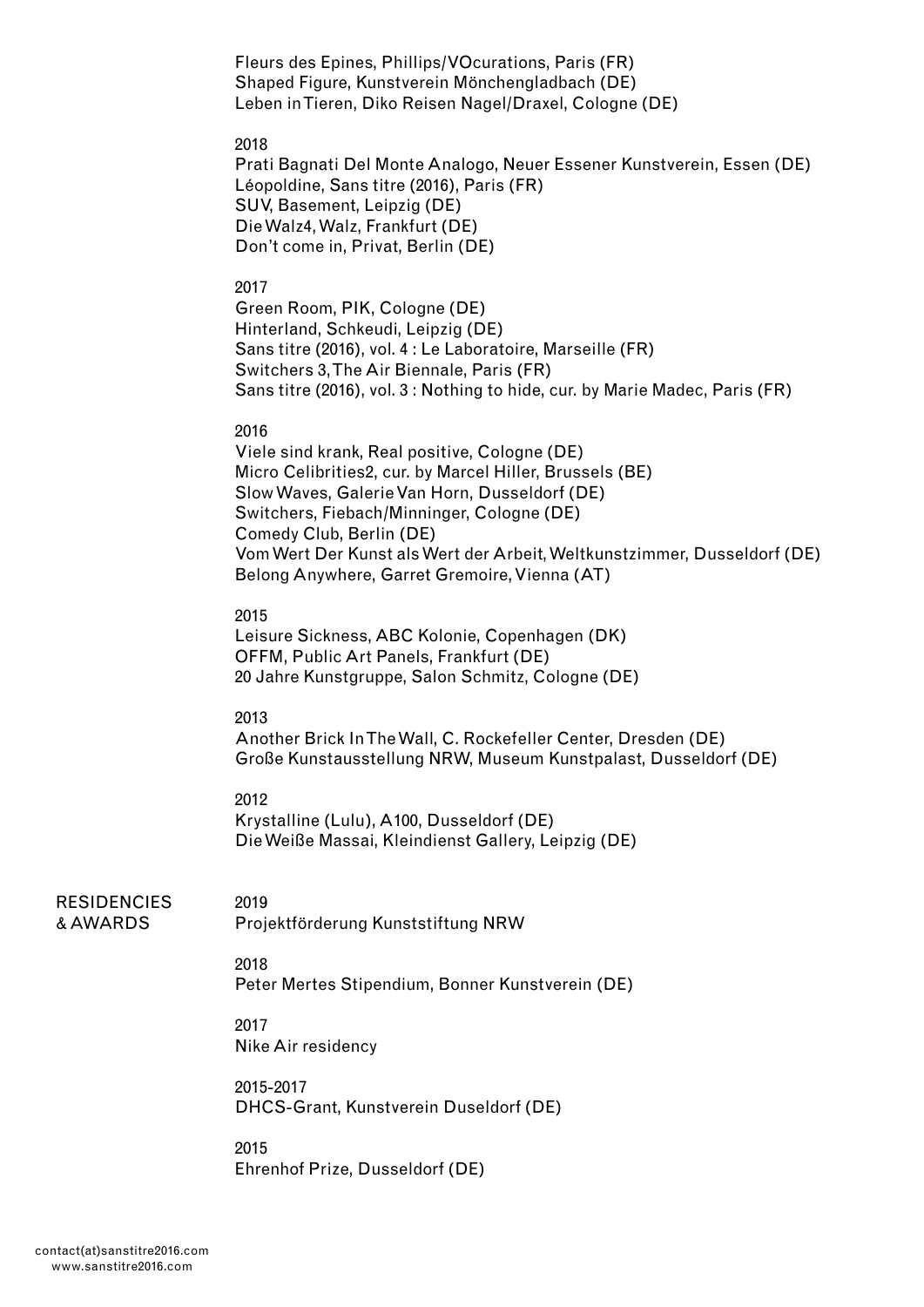Fleurs des Epines, Phillips/VOcurations, Paris (FR)
Shaped Figure, Kunstverein Mönchengladbach (DE)
Leben in Tieren, Diko Reisen Nagel/Draxel, Cologne (DE)

2018
Prati Bagnati Del Monte Analogo, Neuer Essener Kunstverein, Essen (DE)
Léopoldine, Sans titre (2016), Paris (FR)
SUV, Basement, Leipzig (DE)
Die Walz4, Walz, Frankfurt (DE)
Don't come in, Privat, Berlin (DE)

2017
Green Room, PIK, Cologne (DE)
Hinterland, Schkeudi, Leipzig (DE)
Sans titre (2016), vol. 4 : Le Laboratoire, Marseille (FR)
Switchers 3, The Air Biennale, Paris (FR)
Sans titre (2016), vol. 3 : Nothing to hide, cur. by Marie Madec, Paris (FR)

2016
Viele sind krank, Real positive, Cologne (DE)
Micro Celibrities2, cur. by Marcel Hiller, Brussels (BE)
Slow Waves, Galerie Van Horn, Dusseldorf (DE)
Switchers, Fiebach/Minninger, Cologne (DE)
Comedy Club, Berlin (DE)
Vom Wert Der Kunst als Wert der Arbeit, Weltkunstzimmer, Dusseldorf (DE)
Belong Anywhere, Garret Gremoire, Vienna (AT)

2015
Leisure Sickness, ABC Kolonie, Copenhagen (DK)
OFFM, Public Art Panels, Frankfurt (DE)
20 Jahre Kunstgruppe, Salon Schmitz, Cologne (DE)

2013
Another Brick In The Wall, C. Rockefeller Center, Dresden (DE)
Große Kunstausstellung NRW, Museum Kunstpalast, Dusseldorf (DE)

2012
Krystalline (Lulu), A100, Dusseldorf (DE)
Die Weiße Massai, Kleindienst Gallery, Leipzig (DE)

## RESIDENCIES & AWARDS

2019
Projektförderung Kunststiftung NRW

2018
Peter Mertes Stipendium, Bonner Kunstverein (DE)

2017
Nike Air residency

2015-2017
DHCS-Grant, Kunstverein Duseldorf (DE)

2015
Ehrenhof Prize, Dusseldorf (DE)

contact(at)sanstitre2016.com
www.sanstitre2016.com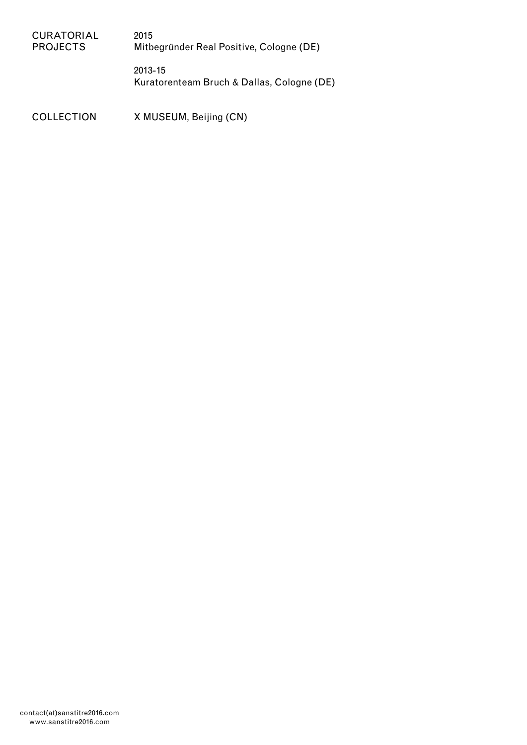CURATORIAL PROJECTS

2015
Mitbegründer Real Positive, Cologne (DE)

2013-15
Kuratorenteam Bruch & Dallas, Cologne (DE)

COLLECTION

X MUSEUM, Beijing (CN)

contact(at)sanstitre2016.com
www.sanstitre2016.com